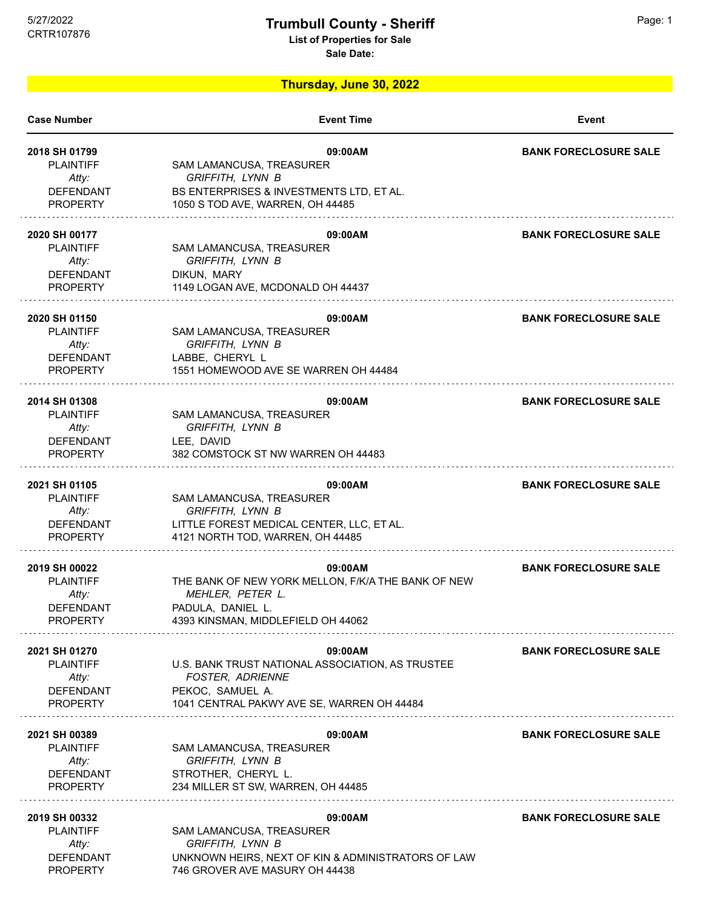5/27/2022
CRTR107876

# Trumbull County - Sheriff

**List of Properties for Sale**

**Sale Date:**

## Thursday, June 30, 2022

| Case Number | Event Time | Event |
|---|---|---|
| **2018 SH 01799** | **09:00AM** | **BANK FORECLOSURE SALE** |
| PLAINTIFF | SAM LAMANCUSA, TREASURER | |
| *Atty:* | *GRIFFITH, LYNN B* | |
| DEFENDANT | BS ENTERPRISES & INVESTMENTS LTD, ET AL. | |
| PROPERTY | 1050 S TOD AVE, WARREN, OH 44485 | |
| **2020 SH 00177** | **09:00AM** | **BANK FORECLOSURE SALE** |
| PLAINTIFF | SAM LAMANCUSA, TREASURER | |
| *Atty:* | *GRIFFITH, LYNN B* | |
| DEFENDANT | DIKUN, MARY | |
| PROPERTY | 1149 LOGAN AVE, MCDONALD OH 44437 | |
| **2020 SH 01150** | **09:00AM** | **BANK FORECLOSURE SALE** |
| PLAINTIFF | SAM LAMANCUSA, TREASURER | |
| *Atty:* | *GRIFFITH, LYNN B* | |
| DEFENDANT | LABBE, CHERYL L | |
| PROPERTY | 1551 HOMEWOOD AVE SE WARREN OH 44484 | |
| **2014 SH 01308** | **09:00AM** | **BANK FORECLOSURE SALE** |
| PLAINTIFF | SAM LAMANCUSA, TREASURER | |
| *Atty:* | *GRIFFITH, LYNN B* | |
| DEFENDANT | LEE, DAVID | |
| PROPERTY | 382 COMSTOCK ST NW WARREN OH 44483 | |
| **2021 SH 01105** | **09:00AM** | **BANK FORECLOSURE SALE** |
| PLAINTIFF | SAM LAMANCUSA, TREASURER | |
| *Atty:* | *GRIFFITH, LYNN B* | |
| DEFENDANT | LITTLE FOREST MEDICAL CENTER, LLC, ET AL. | |
| PROPERTY | 4121 NORTH TOD, WARREN, OH 44485 | |
| **2019 SH 00022** | **09:00AM** | **BANK FORECLOSURE SALE** |
| PLAINTIFF | THE BANK OF NEW YORK MELLON, F/K/A THE BANK OF NEW | |
| *Atty:* | *MEHLER, PETER L.* | |
| DEFENDANT | PADULA, DANIEL L. | |
| PROPERTY | 4393 KINSMAN, MIDDLEFIELD OH 44062 | |
| **2021 SH 01270** | **09:00AM** | **BANK FORECLOSURE SALE** |
| PLAINTIFF | U.S. BANK TRUST NATIONAL ASSOCIATION, AS TRUSTEE | |
| *Atty:* | *FOSTER, ADRIENNE* | |
| DEFENDANT | PEKOC, SAMUEL A. | |
| PROPERTY | 1041 CENTRAL PAKWY AVE SE, WARREN OH 44484 | |
| **2021 SH 00389** | **09:00AM** | **BANK FORECLOSURE SALE** |
| PLAINTIFF | SAM LAMANCUSA, TREASURER | |
| *Atty:* | *GRIFFITH, LYNN B* | |
| DEFENDANT | STROTHER, CHERYL L. | |
| PROPERTY | 234 MILLER ST SW, WARREN, OH 44485 | |
| **2019 SH 00332** | **09:00AM** | **BANK FORECLOSURE SALE** |
| PLAINTIFF | SAM LAMANCUSA, TREASURER | |
| *Atty:* | *GRIFFITH, LYNN B* | |
| DEFENDANT | UNKNOWN HEIRS, NEXT OF KIN & ADMINISTRATORS OF LAW | |
| PROPERTY | 746 GROVER AVE MASURY OH 44438 | |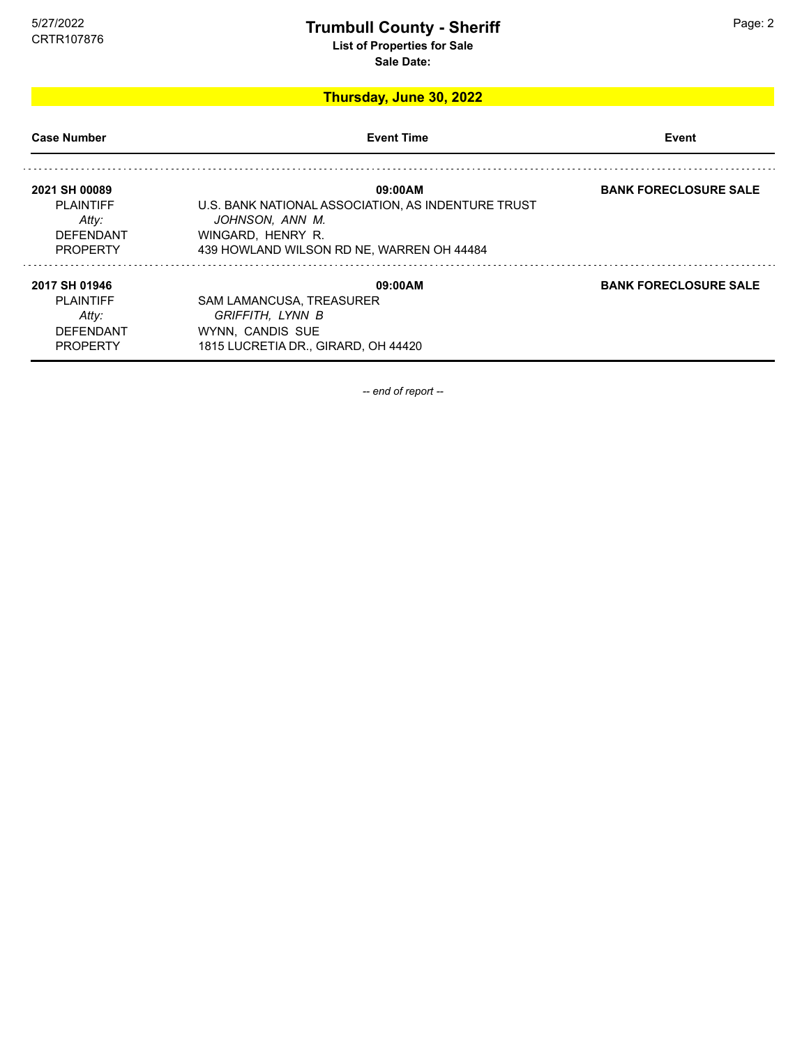**Trumbull County - Sheriff**

**List of Properties for Sale**

**Sale Date:**

## Thursday, June 30, 2022

| Case Number | Event Time | Event |
| --- | --- | --- |
| **2021 SH 00089** | **09:00AM** | **BANK FORECLOSURE SALE** |
| PLAINTIFF | U.S. BANK NATIONAL ASSOCIATION, AS INDENTURE TRUST | |
| *Atty:* | *JOHNSON, ANN M.* | |
| DEFENDANT | WINGARD, HENRY R. | |
| PROPERTY | 439 HOWLAND WILSON RD NE, WARREN OH 44484 | |
| **2017 SH 01946** | **09:00AM** | **BANK FORECLOSURE SALE** |
| PLAINTIFF | SAM LAMANCUSA, TREASURER | |
| *Atty:* | *GRIFFITH, LYNN B* | |
| DEFENDANT | WYNN, CANDIS SUE | |
| PROPERTY | 1815 LUCRETIA DR., GIRARD, OH 44420 | |

*-- end of report --*